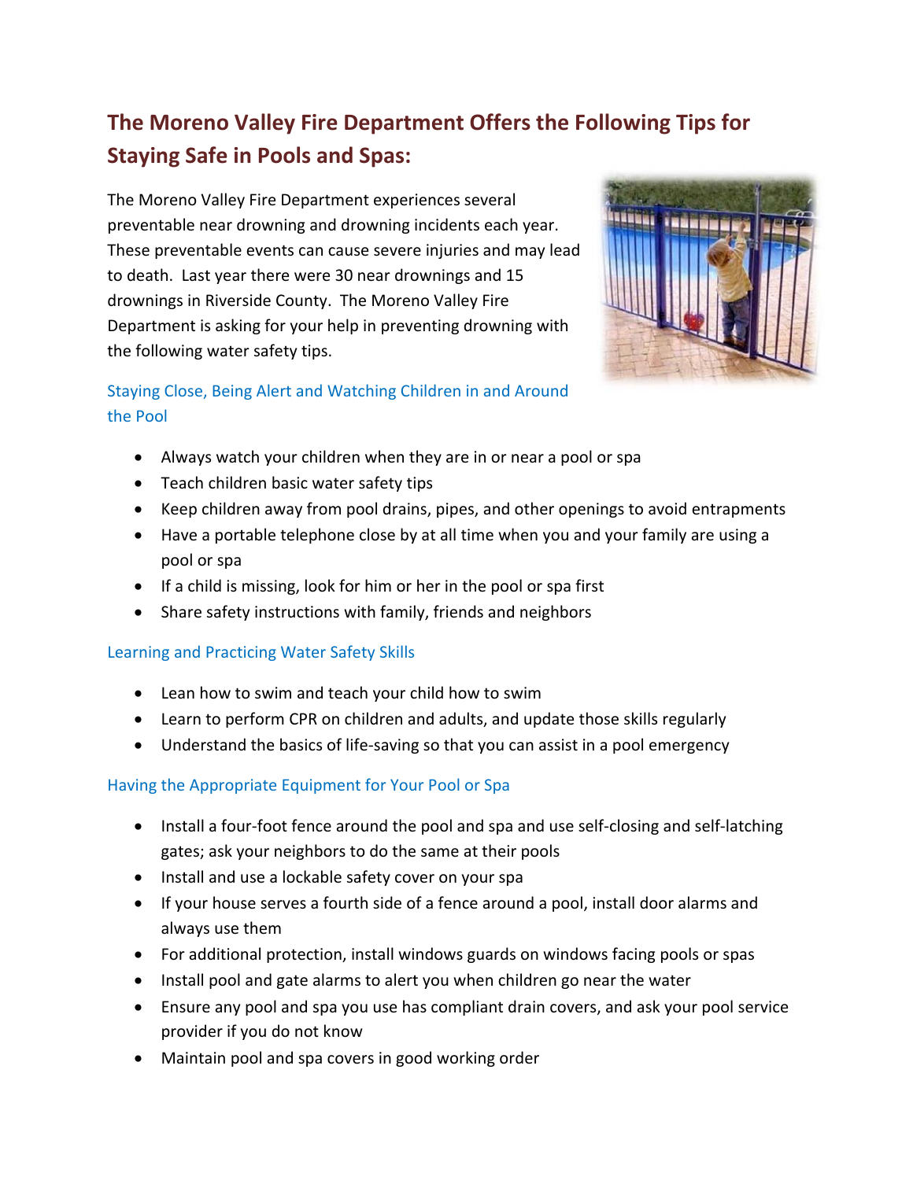## The Moreno Valley Fire Department Offers the Following Tips for Staying Safe in Pools and Spas:

The Moreno Valley Fire Department experiences several preventable near drowning and drowning incidents each year. These preventable events can cause severe injuries and may lead to death. Last year there were 30 near drownings and 15 drownings in Riverside County. The Moreno Valley Fire Department is asking for your help in preventing drowning with the following water safety tips.

### Staying Close, Being Alert and Watching Children in and Around the Pool

- Always watch your children when they are in or near a pool or spa
- Teach children basic water safety tips
- Keep children away from pool drains, pipes, and other openings to avoid entrapments
- Have a portable telephone close by at all time when you and your family are using a pool or spa
- If a child is missing, look for him or her in the pool or spa first
- Share safety instructions with family, friends and neighbors

### Learning and Practicing Water Safety Skills

- Lean how to swim and teach your child how to swim
- Learn to perform CPR on children and adults, and update those skills regularly
- Understand the basics of life-saving so that you can assist in a pool emergency

### Having the Appropriate Equipment for Your Pool or Spa

- Install a four-foot fence around the pool and spa and use self-closing and self-latching gates; ask your neighbors to do the same at their pools
- Install and use a lockable safety cover on your spa
- If your house serves a fourth side of a fence around a pool, install door alarms and always use them
- For additional protection, install windows guards on windows facing pools or spas
- Install pool and gate alarms to alert you when children go near the water
- Ensure any pool and spa you use has compliant drain covers, and ask your pool service provider if you do not know
- Maintain pool and spa covers in good working order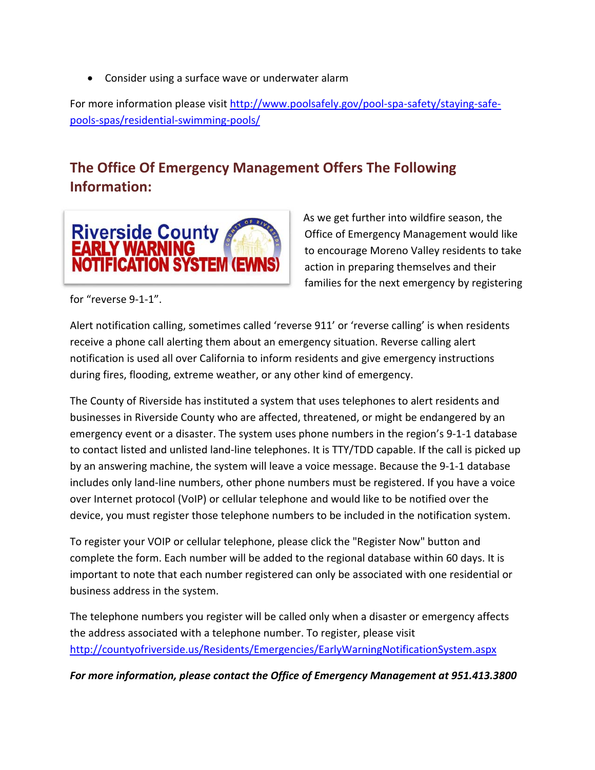- Consider using a surface wave or underwater alarm

For more information please visit http://www.poolsafely.gov/pool-spa-safety/staying-safe-pools-spas/residential-swimming-pools/

## The Office Of Emergency Management Offers The Following Information:

As we get further into wildfire season, the Office of Emergency Management would like to encourage Moreno Valley residents to take action in preparing themselves and their families for the next emergency by registering for "reverse 9-1-1".

Alert notification calling, sometimes called 'reverse 911' or 'reverse calling' is when residents receive a phone call alerting them about an emergency situation. Reverse calling alert notification is used all over California to inform residents and give emergency instructions during fires, flooding, extreme weather, or any other kind of emergency.

The County of Riverside has instituted a system that uses telephones to alert residents and businesses in Riverside County who are affected, threatened, or might be endangered by an emergency event or a disaster. The system uses phone numbers in the region's 9-1-1 database to contact listed and unlisted land-line telephones. It is TTY/TDD capable. If the call is picked up by an answering machine, the system will leave a voice message. Because the 9-1-1 database includes only land-line numbers, other phone numbers must be registered. If you have a voice over Internet protocol (VoIP) or cellular telephone and would like to be notified over the device, you must register those telephone numbers to be included in the notification system.

To register your VOIP or cellular telephone, please click the "Register Now" button and complete the form. Each number will be added to the regional database within 60 days. It is important to note that each number registered can only be associated with one residential or business address in the system.

The telephone numbers you register will be called only when a disaster or emergency affects the address associated with a telephone number. To register, please visit http://countyofriverside.us/Residents/Emergencies/EarlyWarningNotificationSystem.aspx

***For more information, please contact the Office of Emergency Management at 951.413.3800***